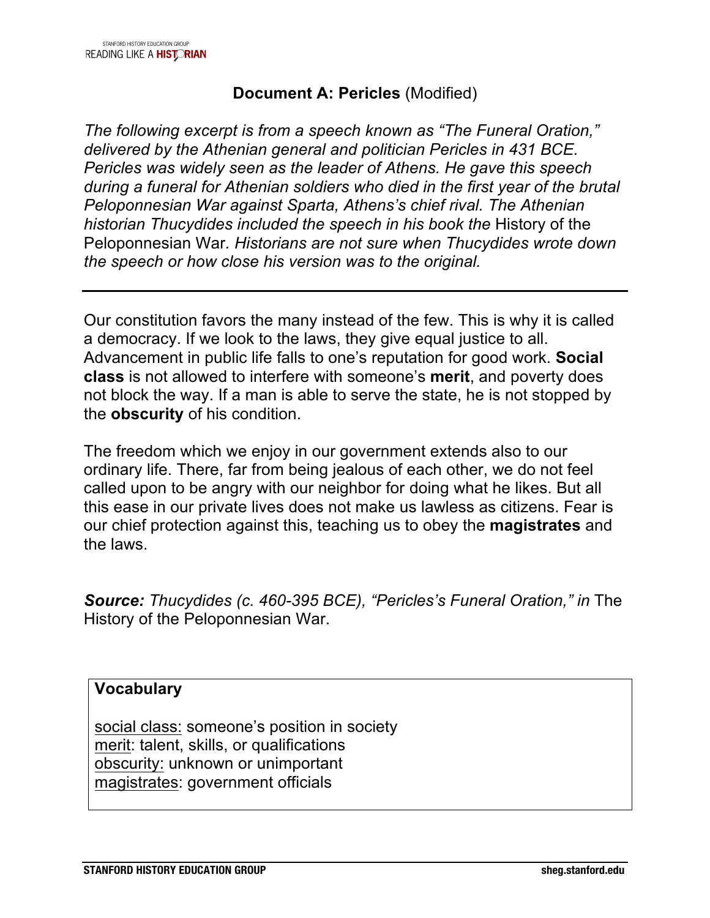# Document A: Pericles (Modified)

*The following excerpt is from a speech known as "The Funeral Oration," delivered by the Athenian general and politician Pericles in 431 BCE. Pericles was widely seen as the leader of Athens. He gave this speech during a funeral for Athenian soldiers who died in the first year of the brutal Peloponnesian War against Sparta, Athens's chief rival. The Athenian historian Thucydides included the speech in his book the* History of the Peloponnesian War*. Historians are not sure when Thucydides wrote down the speech or how close his version was to the original.*

---

Our constitution favors the many instead of the few. This is why it is called a democracy. If we look to the laws, they give equal justice to all. Advancement in public life falls to one's reputation for good work. **Social class** is not allowed to interfere with someone's **merit**, and poverty does not block the way. If a man is able to serve the state, he is not stopped by the **obscurity** of his condition.

The freedom which we enjoy in our government extends also to our ordinary life. There, far from being jealous of each other, we do not feel called upon to be angry with our neighbor for doing what he likes. But all this ease in our private lives does not make us lawless as citizens. Fear is our chief protection against this, teaching us to obey the **magistrates** and the laws.

***Source:*** *Thucydides (c. 460-395 BCE), "Pericles's Funeral Oration," in* The History of the Peloponnesian War.

**Vocabulary**

social class: someone's position in society
merit: talent, skills, or qualifications
obscurity: unknown or unimportant
magistrates: government officials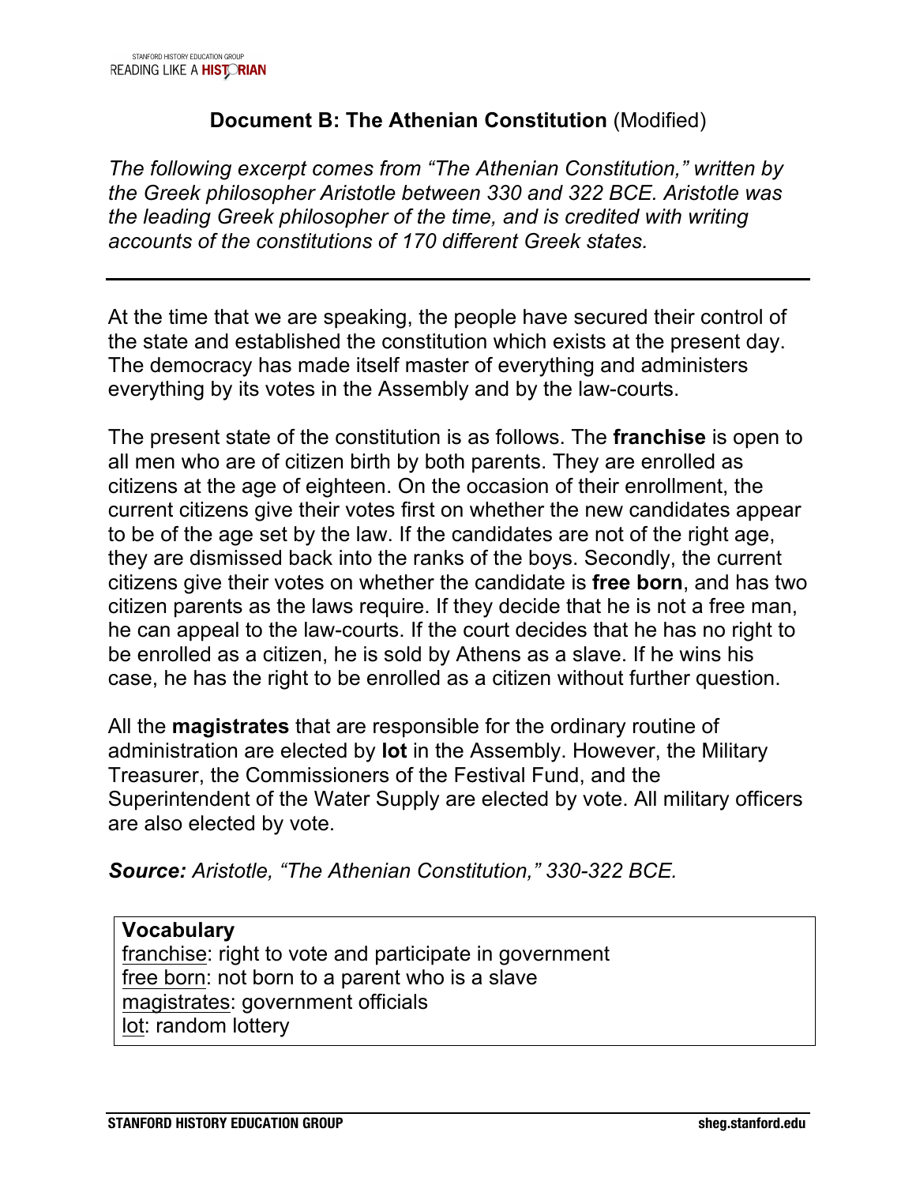## **Document B: The Athenian Constitution** (Modified)

*The following excerpt comes from "The Athenian Constitution," written by the Greek philosopher Aristotle between 330 and 322 BCE. Aristotle was the leading Greek philosopher of the time, and is credited with writing accounts of the constitutions of 170 different Greek states.*

---

At the time that we are speaking, the people have secured their control of the state and established the constitution which exists at the present day. The democracy has made itself master of everything and administers everything by its votes in the Assembly and by the law-courts.

The present state of the constitution is as follows. The **franchise** is open to all men who are of citizen birth by both parents. They are enrolled as citizens at the age of eighteen. On the occasion of their enrollment, the current citizens give their votes first on whether the new candidates appear to be of the age set by the law. If the candidates are not of the right age, they are dismissed back into the ranks of the boys. Secondly, the current citizens give their votes on whether the candidate is **free born**, and has two citizen parents as the laws require. If they decide that he is not a free man, he can appeal to the law-courts. If the court decides that he has no right to be enrolled as a citizen, he is sold by Athens as a slave. If he wins his case, he has the right to be enrolled as a citizen without further question.

All the **magistrates** that are responsible for the ordinary routine of administration are elected by **lot** in the Assembly. However, the Military Treasurer, the Commissioners of the Festival Fund, and the Superintendent of the Water Supply are elected by vote. All military officers are also elected by vote.

***Source:*** *Aristotle, "The Athenian Constitution," 330-322 BCE.*

**Vocabulary**
franchise: right to vote and participate in government
free born: not born to a parent who is a slave
magistrates: government officials
lot: random lottery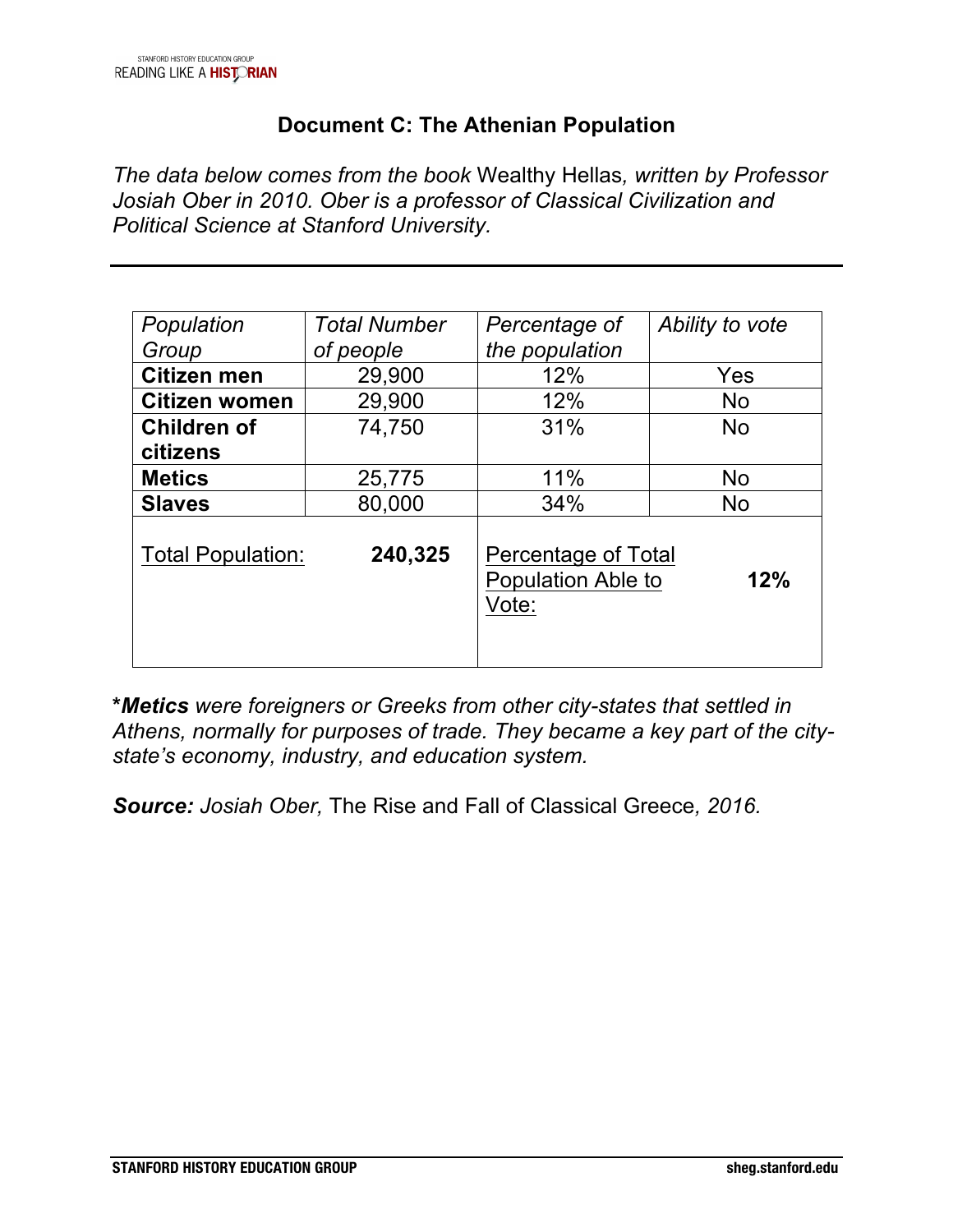## Document C: The Athenian Population

*The data below comes from the book* Wealthy Hellas*, written by Professor Josiah Ober in 2010. Ober is a professor of Classical Civilization and Political Science at Stanford University.*

| *Population Group* | *Total Number of people* | *Percentage of the population* | *Ability to vote* |
|---|---|---|---|
| **Citizen men** | 29,900 | 12% | Yes |
| **Citizen women** | 29,900 | 12% | No |
| **Children of citizens** | 74,750 | 31% | No |
| **Metics** | 25,775 | 11% | No |
| **Slaves** | 80,000 | 34% | No |
| Total Population: | **240,325** | Percentage of Total Population Able to Vote: | **12%** |

\****Metics*** *were foreigners or Greeks from other city-states that settled in Athens, normally for purposes of trade. They became a key part of the city-state's economy, industry, and education system.*

***Source:*** *Josiah Ober,* The Rise and Fall of Classical Greece*, 2016.*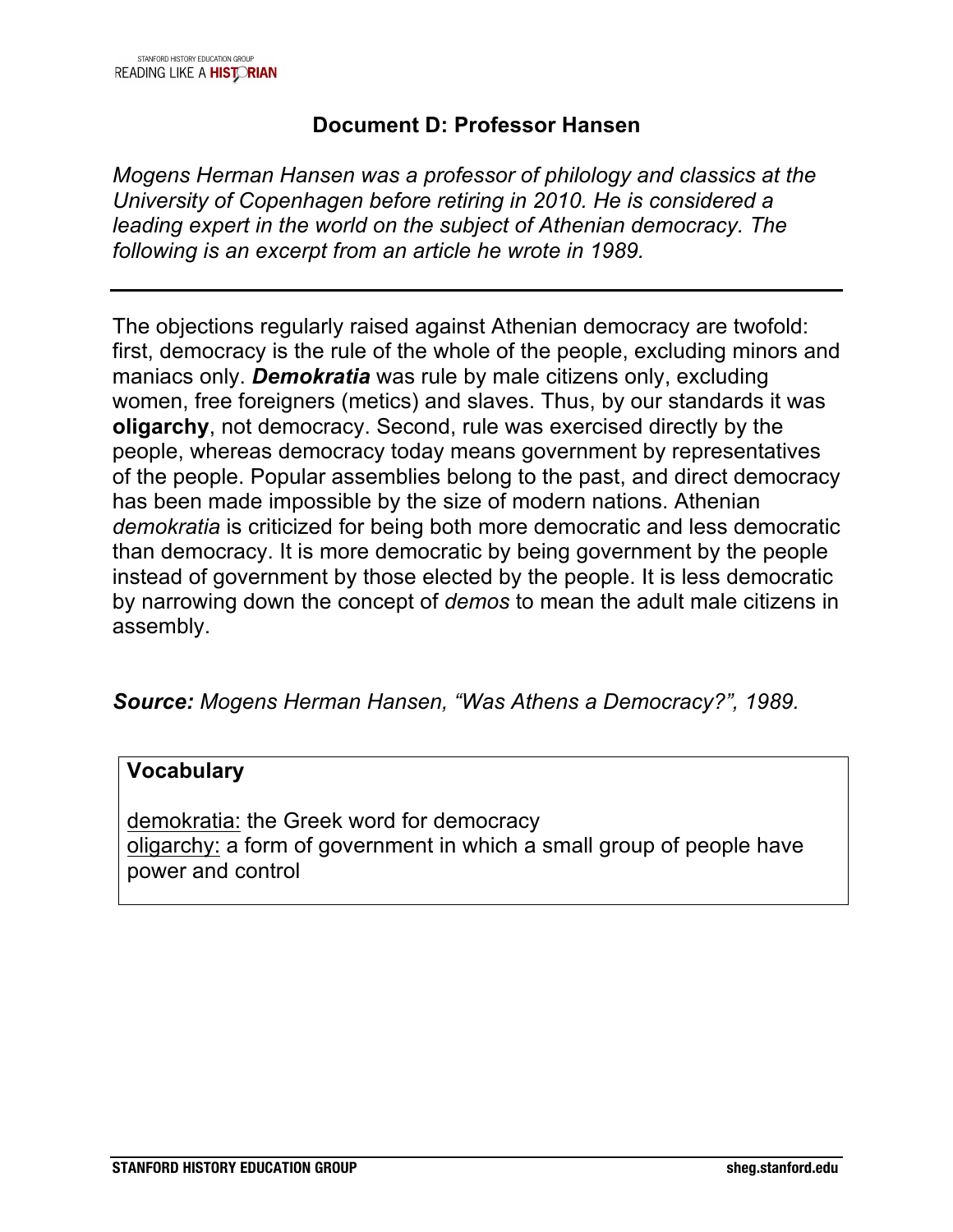# Document D: Professor Hansen

*Mogens Herman Hansen was a professor of philology and classics at the University of Copenhagen before retiring in 2010. He is considered a leading expert in the world on the subject of Athenian democracy. The following is an excerpt from an article he wrote in 1989.*

---

The objections regularly raised against Athenian democracy are twofold: first, democracy is the rule of the whole of the people, excluding minors and maniacs only. ***Demokratia*** was rule by male citizens only, excluding women, free foreigners (metics) and slaves. Thus, by our standards it was **oligarchy**, not democracy. Second, rule was exercised directly by the people, whereas democracy today means government by representatives of the people. Popular assemblies belong to the past, and direct democracy has been made impossible by the size of modern nations. Athenian *demokratia* is criticized for being both more democratic and less democratic than democracy. It is more democratic by being government by the people instead of government by those elected by the people. It is less democratic by narrowing down the concept of *demos* to mean the adult male citizens in assembly.

***Source:*** *Mogens Herman Hansen, "Was Athens a Democracy?", 1989.*

**Vocabulary**

demokratia: the Greek word for democracy
oligarchy: a form of government in which a small group of people have power and control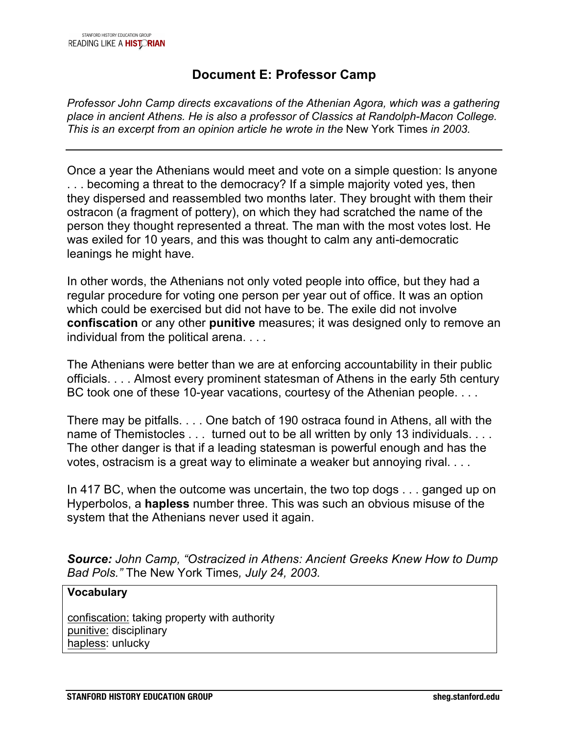# Document E: Professor Camp

*Professor John Camp directs excavations of the Athenian Agora, which was a gathering place in ancient Athens. He is also a professor of Classics at Randolph-Macon College. This is an excerpt from an opinion article he wrote in the* New York Times *in 2003.*

---

Once a year the Athenians would meet and vote on a simple question: Is anyone . . . becoming a threat to the democracy? If a simple majority voted yes, then they dispersed and reassembled two months later. They brought with them their ostracon (a fragment of pottery), on which they had scratched the name of the person they thought represented a threat. The man with the most votes lost. He was exiled for 10 years, and this was thought to calm any anti-democratic leanings he might have.

In other words, the Athenians not only voted people into office, but they had a regular procedure for voting one person per year out of office. It was an option which could be exercised but did not have to be. The exile did not involve **confiscation** or any other **punitive** measures; it was designed only to remove an individual from the political arena. . . .

The Athenians were better than we are at enforcing accountability in their public officials. . . . Almost every prominent statesman of Athens in the early 5th century BC took one of these 10-year vacations, courtesy of the Athenian people. . . .

There may be pitfalls. . . . One batch of 190 ostraca found in Athens, all with the name of Themistocles . . . turned out to be all written by only 13 individuals. . . . The other danger is that if a leading statesman is powerful enough and has the votes, ostracism is a great way to eliminate a weaker but annoying rival. . . .

In 417 BC, when the outcome was uncertain, the two top dogs . . . ganged up on Hyperbolos, a **hapless** number three. This was such an obvious misuse of the system that the Athenians never used it again.

***Source:*** *John Camp, "Ostracized in Athens: Ancient Greeks Knew How to Dump Bad Pols."* The New York Times*, July 24, 2003.*

**Vocabulary**

confiscation: taking property with authority
punitive: disciplinary
hapless: unlucky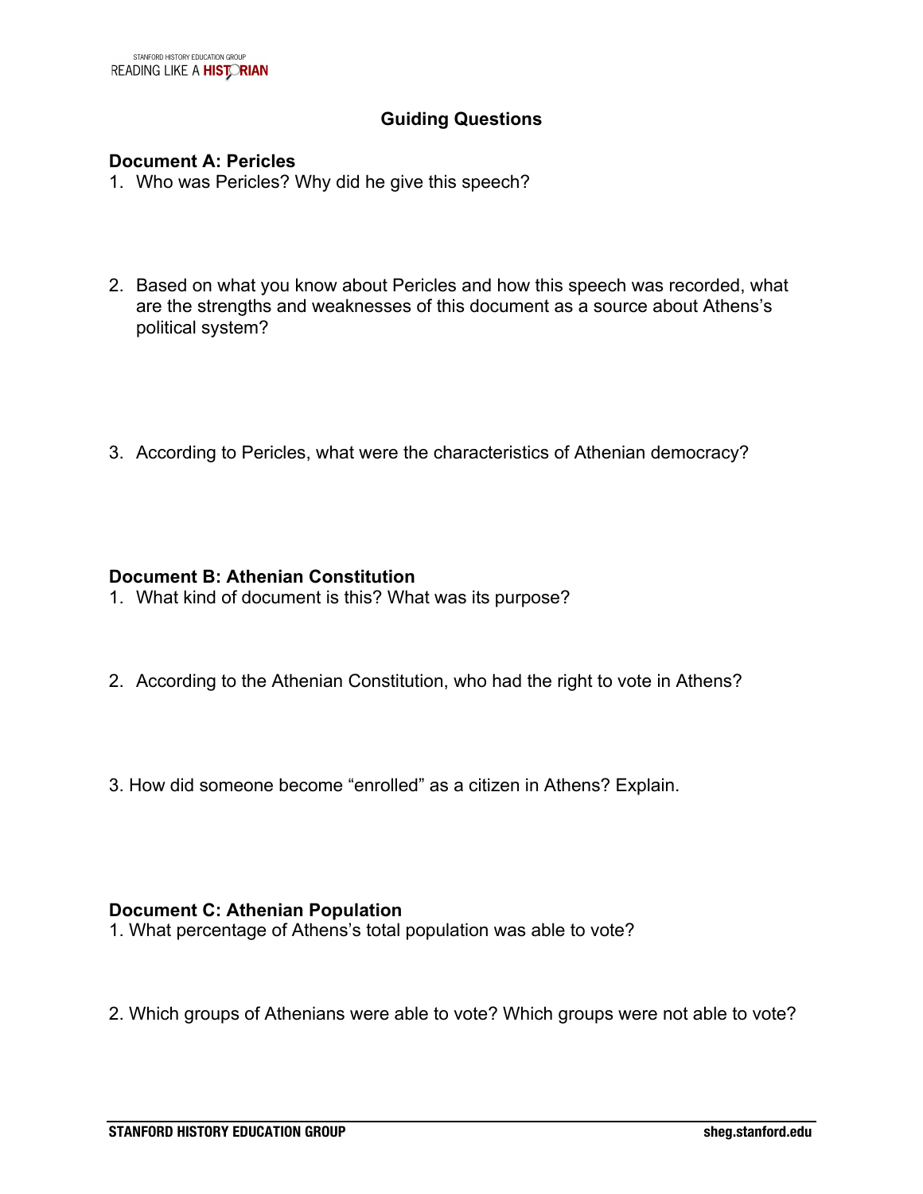## Guiding Questions

### Document A: Pericles

1. Who was Pericles? Why did he give this speech?

2. Based on what you know about Pericles and how this speech was recorded, what are the strengths and weaknesses of this document as a source about Athens's political system?

3. According to Pericles, what were the characteristics of Athenian democracy?

### Document B: Athenian Constitution

1. What kind of document is this? What was its purpose?

2. According to the Athenian Constitution, who had the right to vote in Athens?

3. How did someone become "enrolled" as a citizen in Athens? Explain.

### Document C: Athenian Population

1. What percentage of Athens's total population was able to vote?

2. Which groups of Athenians were able to vote? Which groups were not able to vote?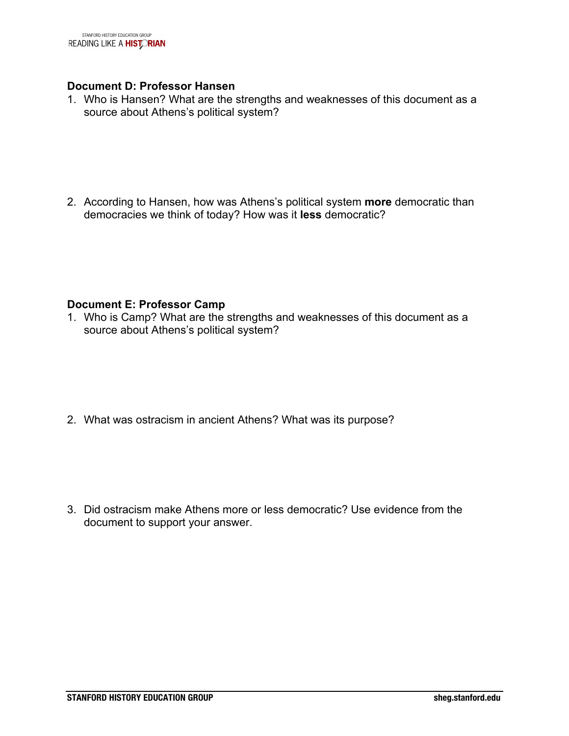**Document D: Professor Hansen**

1. Who is Hansen? What are the strengths and weaknesses of this document as a source about Athens's political system?

2. According to Hansen, how was Athens's political system **more** democratic than democracies we think of today? How was it **less** democratic?

**Document E: Professor Camp**

1. Who is Camp? What are the strengths and weaknesses of this document as a source about Athens's political system?

2. What was ostracism in ancient Athens? What was its purpose?

3. Did ostracism make Athens more or less democratic? Use evidence from the document to support your answer.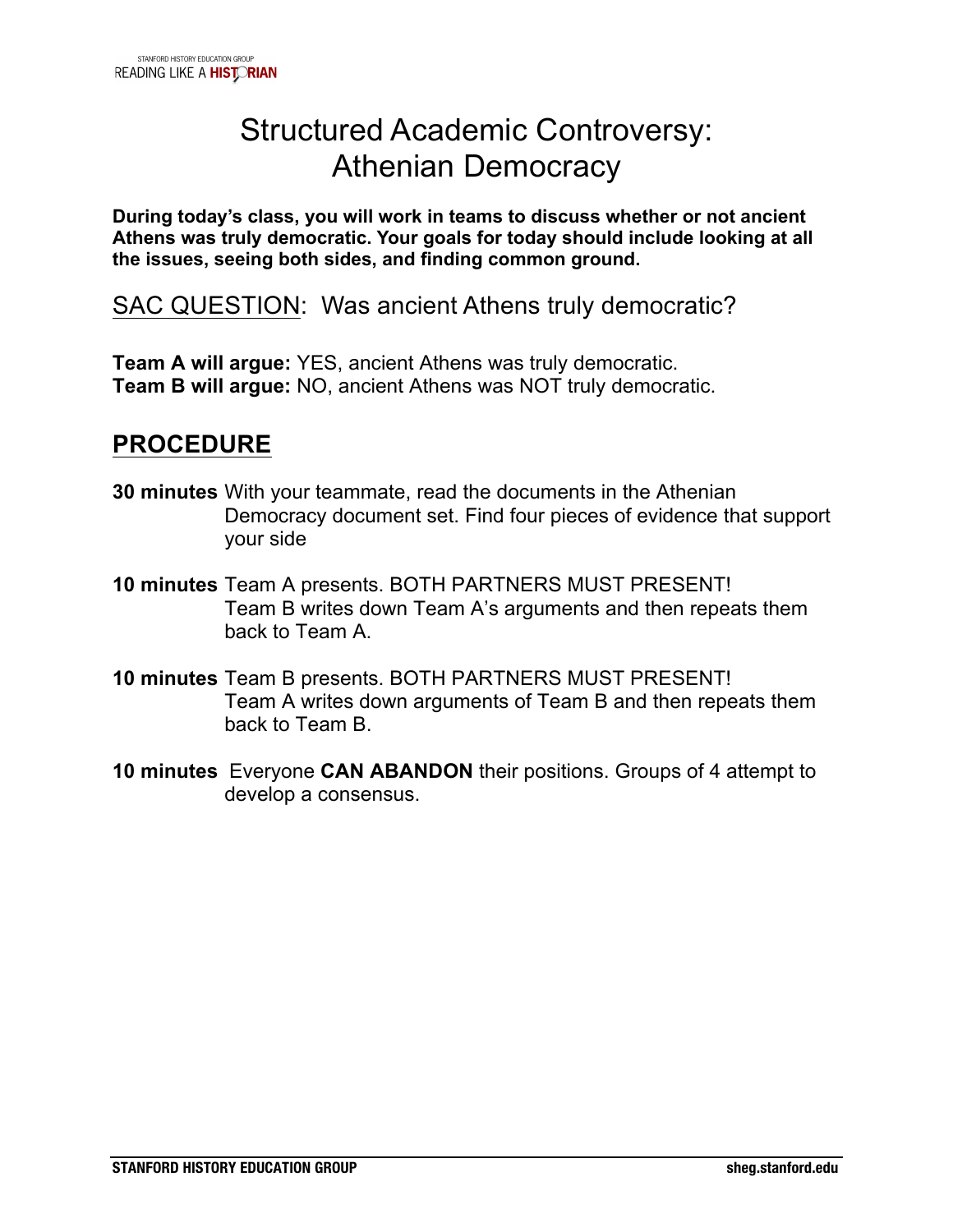# Structured Academic Controversy: Athenian Democracy

**During today's class, you will work in teams to discuss whether or not ancient Athens was truly democratic. Your goals for today should include looking at all the issues, seeing both sides, and finding common ground.**

SAC QUESTION: Was ancient Athens truly democratic?

**Team A will argue:** YES, ancient Athens was truly democratic.
**Team B will argue:** NO, ancient Athens was NOT truly democratic.

## PROCEDURE

**30 minutes** With your teammate, read the documents in the Athenian Democracy document set. Find four pieces of evidence that support your side

**10 minutes** Team A presents. BOTH PARTNERS MUST PRESENT! Team B writes down Team A's arguments and then repeats them back to Team A.

**10 minutes** Team B presents. BOTH PARTNERS MUST PRESENT! Team A writes down arguments of Team B and then repeats them back to Team B.

**10 minutes** Everyone **CAN ABANDON** their positions. Groups of 4 attempt to develop a consensus.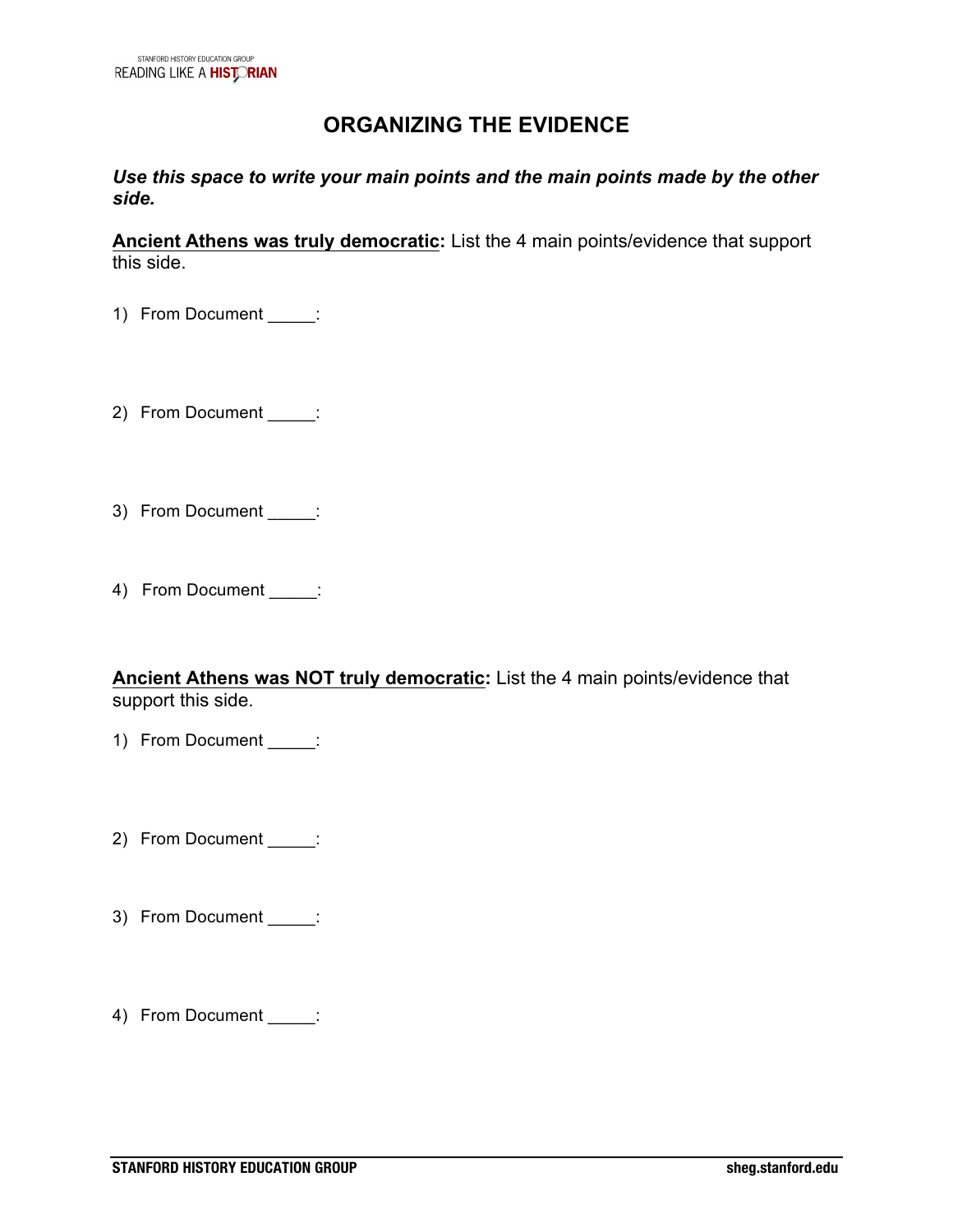# ORGANIZING THE EVIDENCE

***Use this space to write your main points and the main points made by the other side.***

**Ancient Athens was truly democratic:** List the 4 main points/evidence that support this side.

1) From Document _____:

2) From Document _____:

3) From Document _____:

4) From Document _____:

**Ancient Athens was NOT truly democratic:** List the 4 main points/evidence that support this side.

1) From Document _____:

2) From Document _____:

3) From Document _____:

4) From Document _____: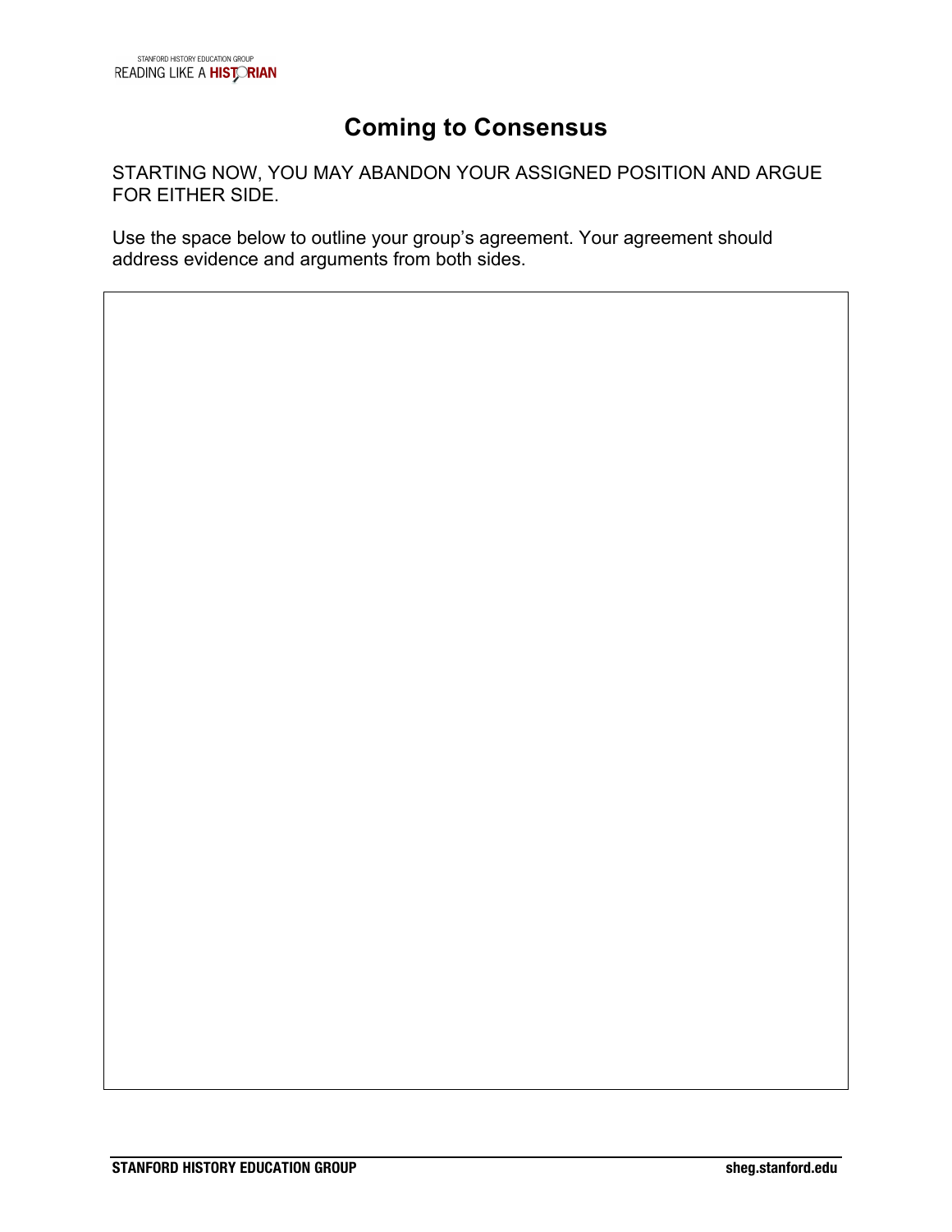# Coming to Consensus

STARTING NOW, YOU MAY ABANDON YOUR ASSIGNED POSITION AND ARGUE FOR EITHER SIDE.

Use the space below to outline your group's agreement. Your agreement should address evidence and arguments from both sides.